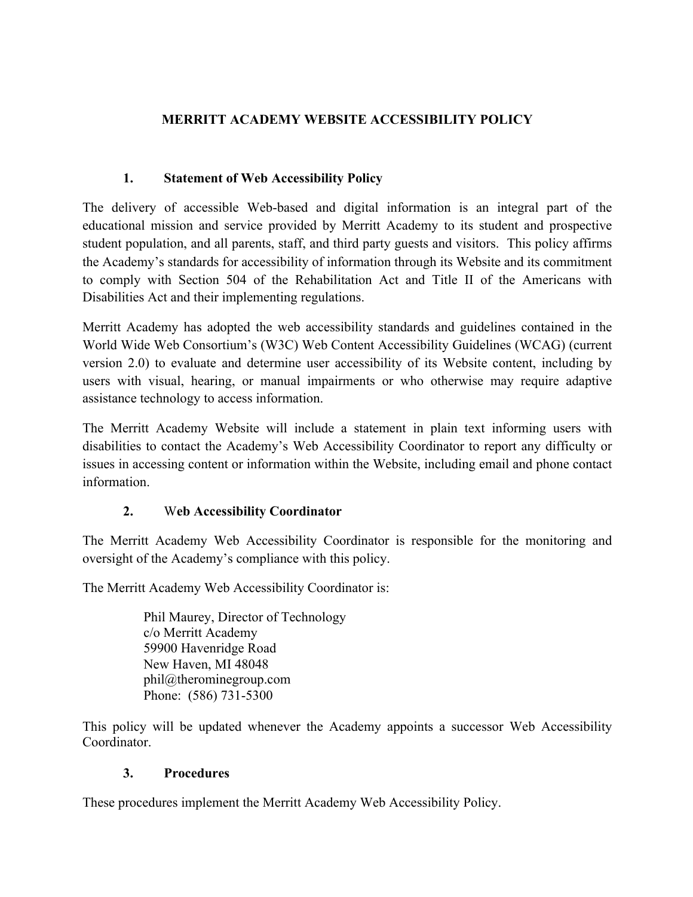# MERRITT ACADEMY WEBSITE ACCESSIBILITY POLICY

## 1. Statement of Web Accessibility Policy

The delivery of accessible Web-based and digital information is an integral part of the educational mission and service provided by Merritt Academy to its student and prospective student population, and all parents, staff, and third party guests and visitors. This policy affirms the Academy's standards for accessibility of information through its Website and its commitment to comply with Section 504 of the Rehabilitation Act and Title II of the Americans with Disabilities Act and their implementing regulations.

Merritt Academy has adopted the web accessibility standards and guidelines contained in the World Wide Web Consortium's (W3C) Web Content Accessibility Guidelines (WCAG) (current version 2.0) to evaluate and determine user accessibility of its Website content, including by users with visual, hearing, or manual impairments or who otherwise may require adaptive assistance technology to access information.

The Merritt Academy Website will include a statement in plain text informing users with disabilities to contact the Academy's Web Accessibility Coordinator to report any difficulty or issues in accessing content or information within the Website, including email and phone contact information.

## 2. Web Accessibility Coordinator

The Merritt Academy Web Accessibility Coordinator is responsible for the monitoring and oversight of the Academy's compliance with this policy.

The Merritt Academy Web Accessibility Coordinator is:

> Phil Maurey, Director of Technology
> c/o Merritt Academy
> 59900 Havenridge Road
> New Haven, MI 48048
> phil@therominegroup.com
> Phone: (586) 731-5300

This policy will be updated whenever the Academy appoints a successor Web Accessibility Coordinator.

## 3. Procedures

These procedures implement the Merritt Academy Web Accessibility Policy.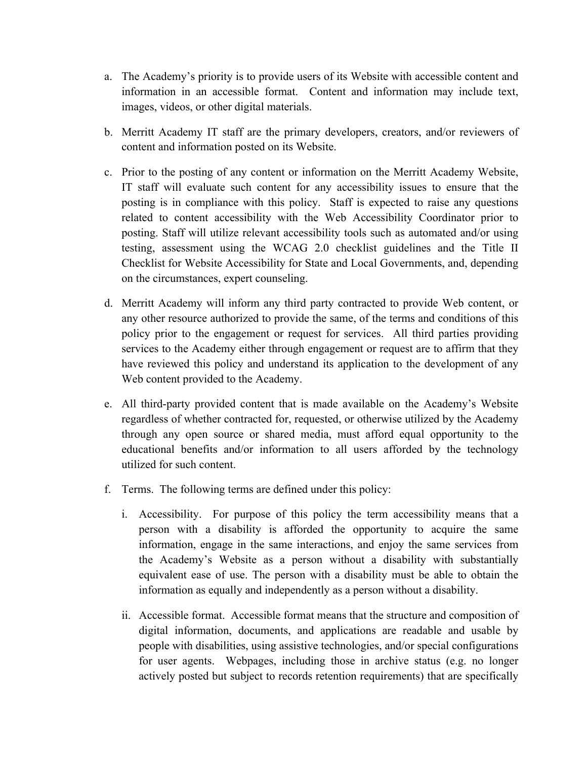a. The Academy's priority is to provide users of its Website with accessible content and information in an accessible format. Content and information may include text, images, videos, or other digital materials.

b. Merritt Academy IT staff are the primary developers, creators, and/or reviewers of content and information posted on its Website.

c. Prior to the posting of any content or information on the Merritt Academy Website, IT staff will evaluate such content for any accessibility issues to ensure that the posting is in compliance with this policy. Staff is expected to raise any questions related to content accessibility with the Web Accessibility Coordinator prior to posting. Staff will utilize relevant accessibility tools such as automated and/or using testing, assessment using the WCAG 2.0 checklist guidelines and the Title II Checklist for Website Accessibility for State and Local Governments, and, depending on the circumstances, expert counseling.

d. Merritt Academy will inform any third party contracted to provide Web content, or any other resource authorized to provide the same, of the terms and conditions of this policy prior to the engagement or request for services. All third parties providing services to the Academy either through engagement or request are to affirm that they have reviewed this policy and understand its application to the development of any Web content provided to the Academy.

e. All third-party provided content that is made available on the Academy's Website regardless of whether contracted for, requested, or otherwise utilized by the Academy through any open source or shared media, must afford equal opportunity to the educational benefits and/or information to all users afforded by the technology utilized for such content.

f. Terms. The following terms are defined under this policy:

   i. Accessibility. For purpose of this policy the term accessibility means that a person with a disability is afforded the opportunity to acquire the same information, engage in the same interactions, and enjoy the same services from the Academy's Website as a person without a disability with substantially equivalent ease of use. The person with a disability must be able to obtain the information as equally and independently as a person without a disability.

   ii. Accessible format. Accessible format means that the structure and composition of digital information, documents, and applications are readable and usable by people with disabilities, using assistive technologies, and/or special configurations for user agents. Webpages, including those in archive status (e.g. no longer actively posted but subject to records retention requirements) that are specifically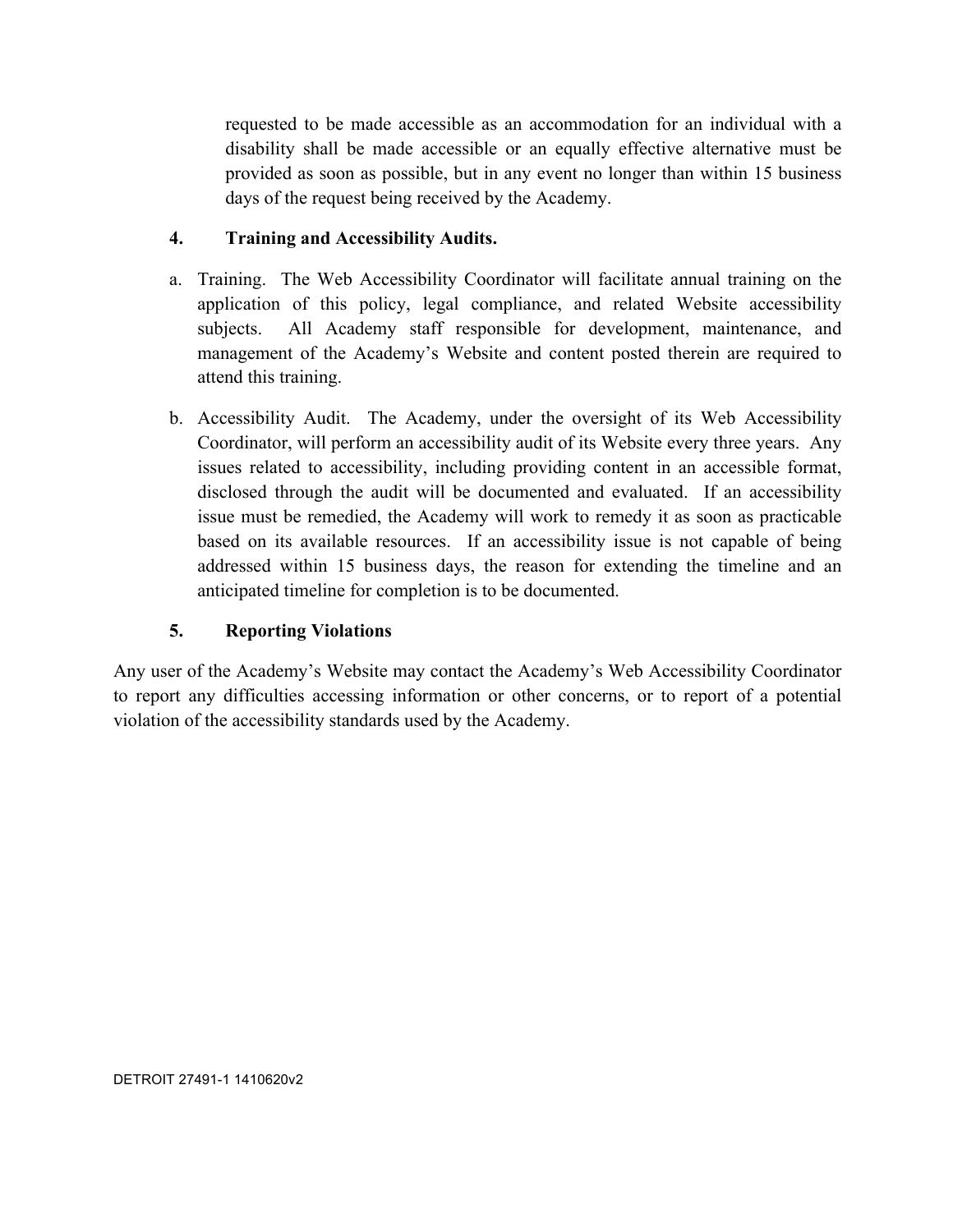requested to be made accessible as an accommodation for an individual with a disability shall be made accessible or an equally effective alternative must be provided as soon as possible, but in any event no longer than within 15 business days of the request being received by the Academy.

**4. Training and Accessibility Audits.**

a. Training. The Web Accessibility Coordinator will facilitate annual training on the application of this policy, legal compliance, and related Website accessibility subjects. All Academy staff responsible for development, maintenance, and management of the Academy's Website and content posted therein are required to attend this training.

b. Accessibility Audit. The Academy, under the oversight of its Web Accessibility Coordinator, will perform an accessibility audit of its Website every three years. Any issues related to accessibility, including providing content in an accessible format, disclosed through the audit will be documented and evaluated. If an accessibility issue must be remedied, the Academy will work to remedy it as soon as practicable based on its available resources. If an accessibility issue is not capable of being addressed within 15 business days, the reason for extending the timeline and an anticipated timeline for completion is to be documented.

**5. Reporting Violations**

Any user of the Academy's Website may contact the Academy's Web Accessibility Coordinator to report any difficulties accessing information or other concerns, or to report of a potential violation of the accessibility standards used by the Academy.

DETROIT 27491-1 1410620v2